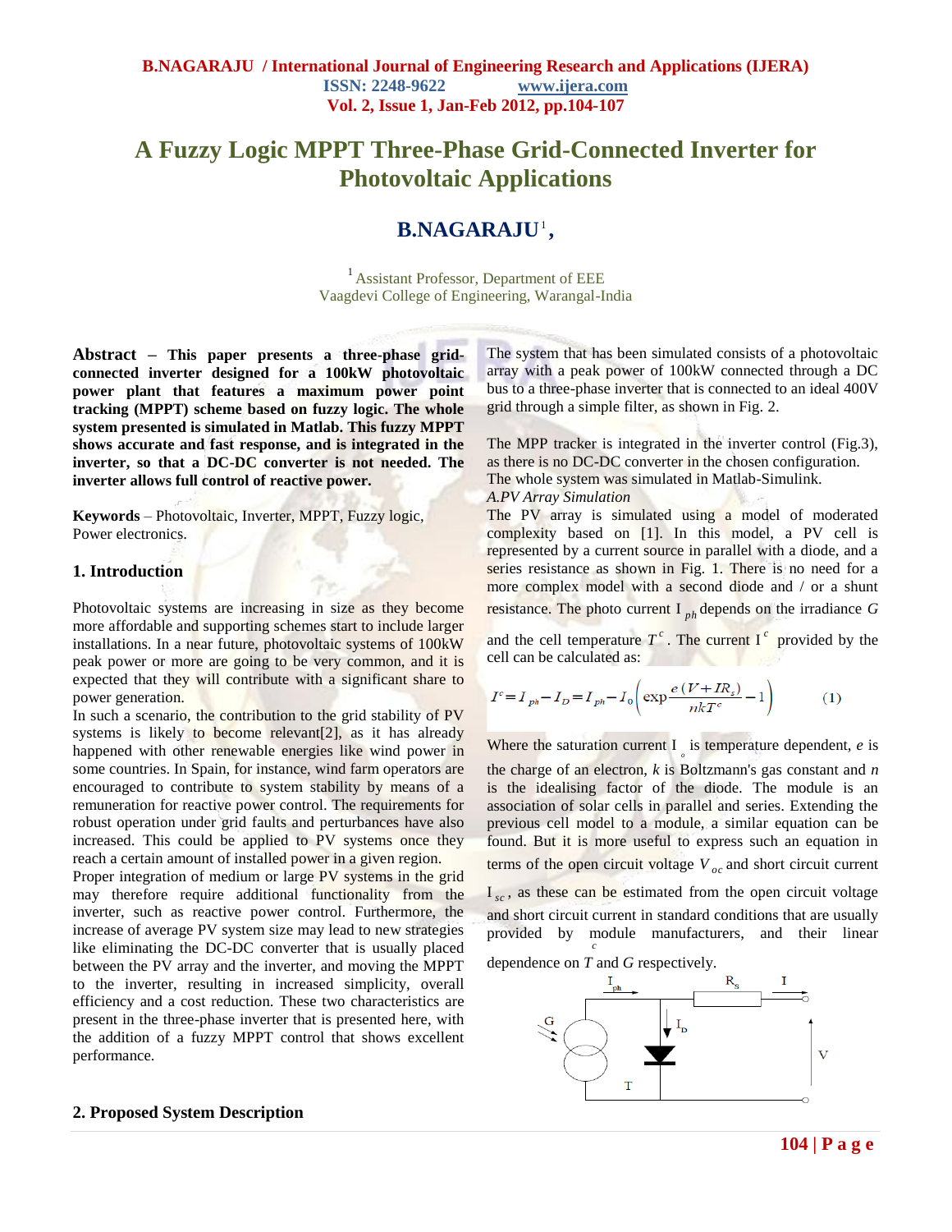# A Fuzzy Logic MPPT Three-Phase Grid-Connected Inverter for Photovoltaic Applications

## B.NAGARAJU[1],

[1] Assistant Professor, Department of EEE
Vaagdevi College of Engineering, Warangal-India

**Abstract – This paper presents a three-phase grid-connected inverter designed for a 100kW photovoltaic power plant that features a maximum power point tracking (MPPT) scheme based on fuzzy logic. The whole system presented is simulated in Matlab. This fuzzy MPPT shows accurate and fast response, and is integrated in the inverter, so that a DC-DC converter is not needed. The inverter allows full control of reactive power.**

**Keywords** – Photovoltaic, Inverter, MPPT, Fuzzy logic, Power electronics.

## 1. Introduction

Photovoltaic systems are increasing in size as they become more affordable and supporting schemes start to include larger installations. In a near future, photovoltaic systems of 100kW peak power or more are going to be very common, and it is expected that they will contribute with a significant share to power generation.

In such a scenario, the contribution to the grid stability of PV systems is likely to become relevant[2], as it has already happened with other renewable energies like wind power in some countries. In Spain, for instance, wind farm operators are encouraged to contribute to system stability by means of a remuneration for reactive power control. The requirements for robust operation under grid faults and perturbances have also increased. This could be applied to PV systems once they reach a certain amount of installed power in a given region.

Proper integration of medium or large PV systems in the grid may therefore require additional functionality from the inverter, such as reactive power control. Furthermore, the increase of average PV system size may lead to new strategies like eliminating the DC-DC converter that is usually placed between the PV array and the inverter, and moving the MPPT to the inverter, resulting in increased simplicity, overall efficiency and a cost reduction. These two characteristics are present in the three-phase inverter that is presented here, with the addition of a fuzzy MPPT control that shows excellent performance.

## 2. Proposed System Description

The system that has been simulated consists of a photovoltaic array with a peak power of 100kW connected through a DC bus to a three-phase inverter that is connected to an ideal 400V grid through a simple filter, as shown in Fig. 2.

The MPP tracker is integrated in the inverter control (Fig.3), as there is no DC-DC converter in the chosen configuration. The whole system was simulated in Matlab-Simulink.

*A.PV Array Simulation*

The PV array is simulated using a model of moderated complexity based on [1]. In this model, a PV cell is represented by a current source in parallel with a diode, and a series resistance as shown in Fig. 1. There is no need for a more complex model with a second diode and / or a shunt resistance. The photo current $I_{ph}$ depends on the irradiance $G$ and the cell temperature $T^c$. The current $I^c$ provided by the cell can be calculated as:

$$I^c = I_{ph} - I_D = I_{ph} - I_0\left(\exp\frac{e(V+IR_s)}{nkT^c} - 1\right) \qquad (1)$$

Where the saturation current $I_o$ is temperature dependent, $e$ is the charge of an electron, $k$ is Boltzmann's gas constant and $n$ is the idealising factor of the diode. The module is an association of solar cells in parallel and series. Extending the previous cell model to a module, a similar equation can be found. But it is more useful to express such an equation in terms of the open circuit voltage $V_{oc}$ and short circuit current $I_{sc}$, as these can be estimated from the open circuit voltage and short circuit current in standard conditions that are usually provided by module manufacturers, and their linear dependence on $T^c$ and $G$ respectively.

G
T
$I_{ph}$
$I_D$
$R_s$
I
V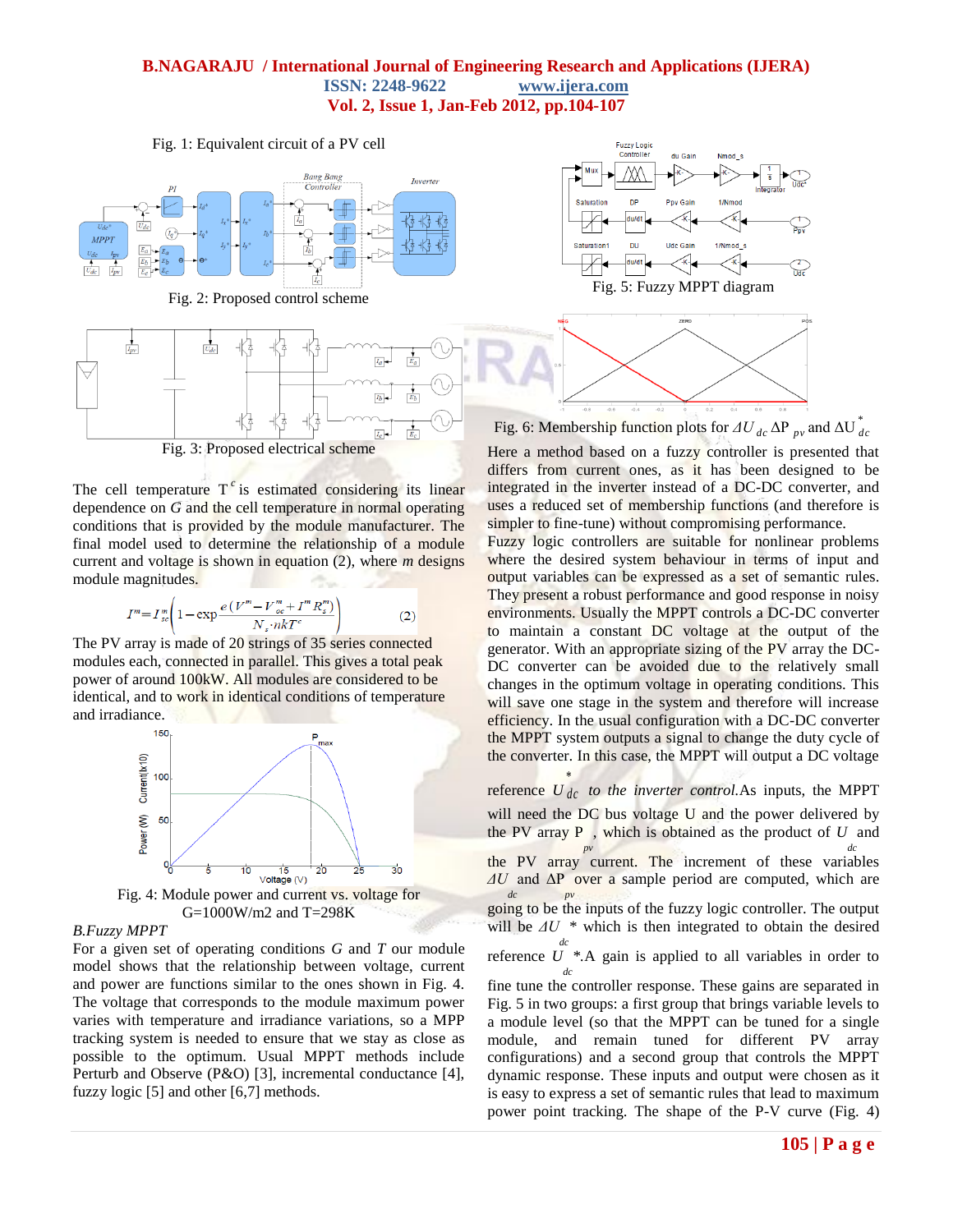Fig. 1: Equivalent circuit of a PV cell

Fig. 2: Proposed control scheme

Fig. 3: Proposed electrical scheme

The cell temperature $T^c$ is estimated considering its linear dependence on *G* and the cell temperature in normal operating conditions that is provided by the module manufacturer. The final model used to determine the relationship of a module current and voltage is shown in equation (2), where *m* designs module magnitudes.

$$I^m = I^m_{sc}\left(1 - \exp\frac{e\,(V^m - V^m_{oc} + I^m R^m_s)}{N_s \cdot nkT^c}\right) \qquad (2)$$

The PV array is made of 20 strings of 35 series connected modules each, connected in parallel. This gives a total peak power of around 100kW. All modules are considered to be identical, and to work in identical conditions of temperature and irradiance.

Fig. 4: Module power and current vs. voltage for G=1000W/m2 and T=298K

*B.Fuzzy MPPT*

For a given set of operating conditions *G* and *T* our module model shows that the relationship between voltage, current and power are functions similar to the ones shown in Fig. 4. The voltage that corresponds to the module maximum power varies with temperature and irradiance variations, so a MPP tracking system is needed to ensure that we stay as close as possible to the optimum. Usual MPPT methods include Perturb and Observe (P&O) [3], incremental conductance [4], fuzzy logic [5] and other [6,7] methods.

Fig. 5: Fuzzy MPPT diagram

Fig. 6: Membership function plots for $\Delta U_{dc}$ $\Delta P_{pv}$ and $\Delta U^*_{dc}$

Here a method based on a fuzzy controller is presented that differs from current ones, as it has been designed to be integrated in the inverter instead of a DC-DC converter, and uses a reduced set of membership functions (and therefore is simpler to fine-tune) without compromising performance.

Fuzzy logic controllers are suitable for nonlinear problems where the desired system behaviour in terms of input and output variables can be expressed as a set of semantic rules. They present a robust performance and good response in noisy environments. Usually the MPPT controls a DC-DC converter to maintain a constant DC voltage at the output of the generator. With an appropriate sizing of the PV array the DC-DC converter can be avoided due to the relatively small changes in the optimum voltage in operating conditions. This will save one stage in the system and therefore will increase efficiency. In the usual configuration with a DC-DC converter the MPPT system outputs a signal to change the duty cycle of the converter. In this case, the MPPT will output a DC voltage reference $U^*_{dc}$ *to the inverter control.* As inputs, the MPPT will need the DC bus voltage U and the power delivered by the PV array $P_{pv}$, which is obtained as the product of $U_{dc}$ and the PV array current. The increment of these variables $\Delta U_{dc}$ and $\Delta P_{pv}$ over a sample period are computed, which are going to be the inputs of the fuzzy logic controller. The output will be $\Delta U_{dc}$* which is then integrated to obtain the desired reference $U_{dc}$*. A gain is applied to all variables in order to fine tune the controller response. These gains are separated in Fig. 5 in two groups: a first group that brings variable levels to a module level (so that the MPPT can be tuned for a single module, and remain tuned for different PV array configurations) and a second group that controls the MPPT dynamic response. These inputs and output were chosen as it is easy to express a set of semantic rules that lead to maximum power point tracking. The shape of the P-V curve (Fig. 4)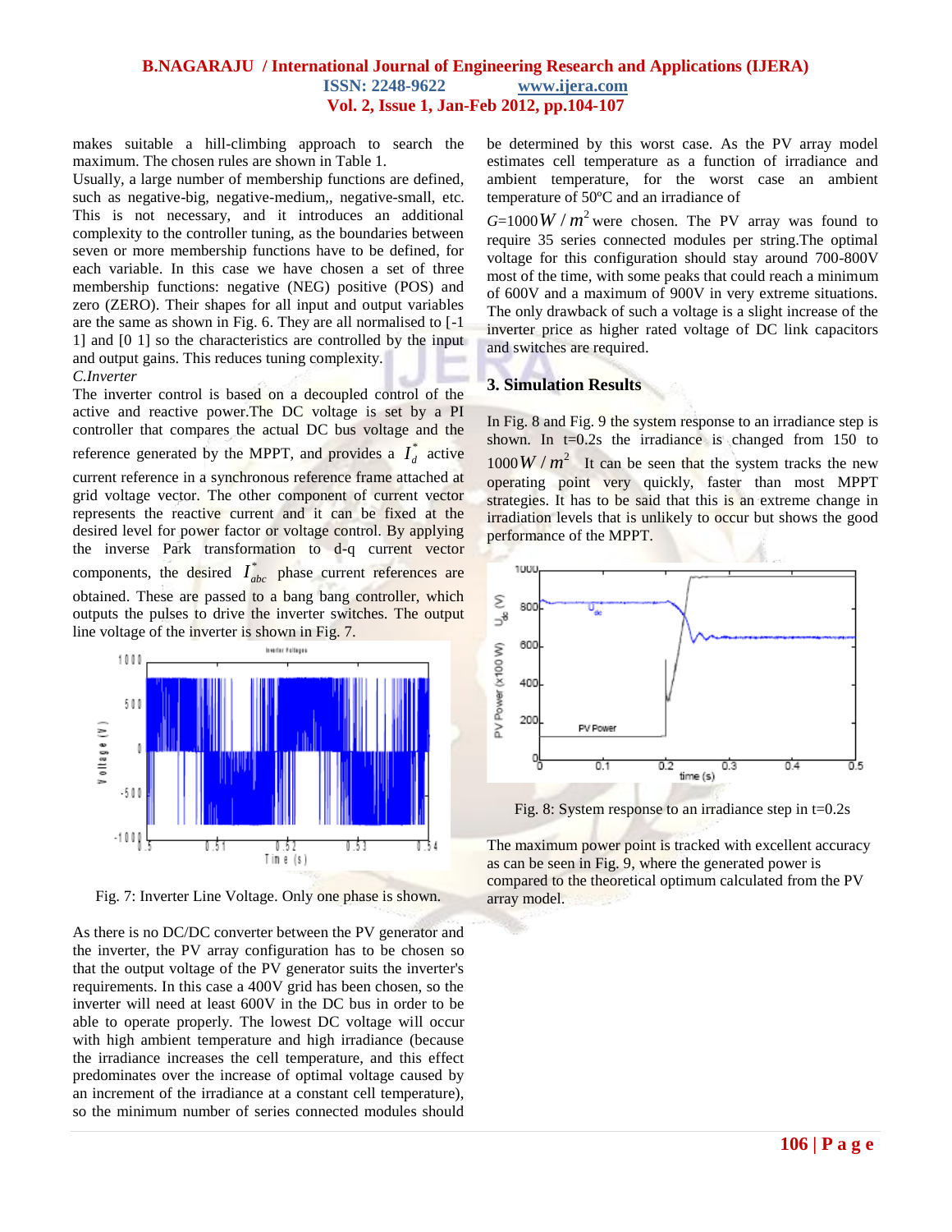makes suitable a hill-climbing approach to search the maximum. The chosen rules are shown in Table 1.

Usually, a large number of membership functions are defined, such as negative-big, negative-medium,, negative-small, etc. This is not necessary, and it introduces an additional complexity to the controller tuning, as the boundaries between seven or more membership functions have to be defined, for each variable. In this case we have chosen a set of three membership functions: negative (NEG) positive (POS) and zero (ZERO). Their shapes for all input and output variables are the same as shown in Fig. 6. They are all normalised to [-1 1] and [0 1] so the characteristics are controlled by the input and output gains. This reduces tuning complexity.

*C.Inverter*

The inverter control is based on a decoupled control of the active and reactive power.The DC voltage is set by a PI controller that compares the actual DC bus voltage and the reference generated by the MPPT, and provides a $I_d^*$ active current reference in a synchronous reference frame attached at grid voltage vector. The other component of current vector represents the reactive current and it can be fixed at the desired level for power factor or voltage control. By applying the inverse Park transformation to d-q current vector components, the desired $I_{abc}^*$ phase current references are obtained. These are passed to a bang bang controller, which outputs the pulses to drive the inverter switches. The output line voltage of the inverter is shown in Fig. 7.

Inverter Voltages
Voltage (V)
1000
500
0
-500
-1000
0.5
0.51
0.52
0.53
0.54
Time (s)

Fig. 7: Inverter Line Voltage. Only one phase is shown.

As there is no DC/DC converter between the PV generator and the inverter, the PV array configuration has to be chosen so that the output voltage of the PV generator suits the inverter's requirements. In this case a 400V grid has been chosen, so the inverter will need at least 600V in the DC bus in order to be able to operate properly. The lowest DC voltage will occur with high ambient temperature and high irradiance (because the irradiance increases the cell temperature, and this effect predominates over the increase of optimal voltage caused by an increment of the irradiance at a constant cell temperature), so the minimum number of series connected modules should be determined by this worst case. As the PV array model estimates cell temperature as a function of irradiance and ambient temperature, for the worst case an ambient temperature of 50ºC and an irradiance of $G$=1000$W/m^2$ were chosen. The PV array was found to require 35 series connected modules per string.The optimal voltage for this configuration should stay around 700-800V most of the time, with some peaks that could reach a minimum of 600V and a maximum of 900V in very extreme situations. The only drawback of such a voltage is a slight increase of the inverter price as higher rated voltage of DC link capacitors and switches are required.

## 3. Simulation Results

In Fig. 8 and Fig. 9 the system response to an irradiance step is shown. In t=0.2s the irradiance is changed from 150 to 1000$W/m^2$ It can be seen that the system tracks the new operating point very quickly, faster than most MPPT strategies. It has to be said that this is an extreme change in irradiation levels that is unlikely to occur but shows the good performance of the MPPT.

PV Power (x100 W) $U_{dc}$ (V)
1000
800
600
400
200
0
$U_{dc}$
PV Power
0
0.1
0.2
0.3
0.4
0.5
time (s)

Fig. 8: System response to an irradiance step in t=0.2s

The maximum power point is tracked with excellent accuracy as can be seen in Fig. 9, where the generated power is compared to the theoretical optimum calculated from the PV array model.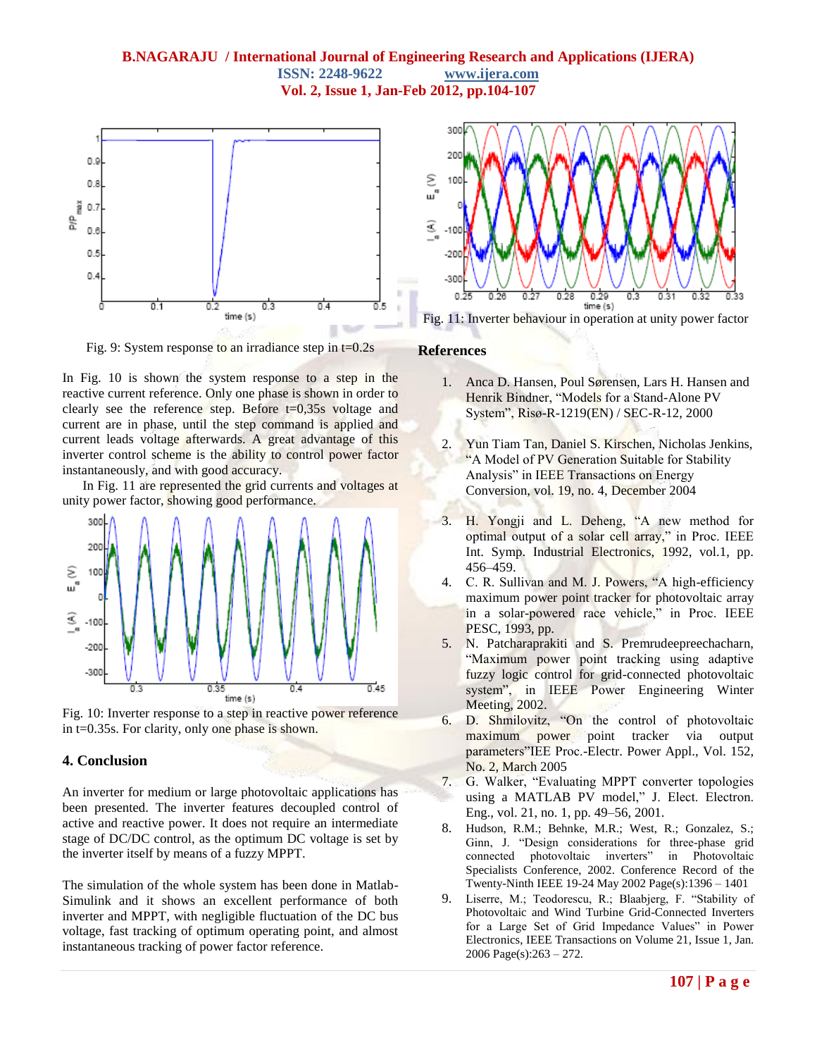1
0.9
0.8
0.7
0.6
0.5
0.4
P/P max
0
0.1
0.2
0.3
0.4
0.5
time (s)

Fig. 9: System response to an irradiance step in t=0.2s

In Fig. 10 is shown the system response to a step in the reactive current reference. Only one phase is shown in order to clearly see the reference step. Before t=0,35s voltage and current are in phase, until the step command is applied and current leads voltage afterwards. A great advantage of this inverter control scheme is the ability to control power factor instantaneously, and with good accuracy.

In Fig. 11 are represented the grid currents and voltages at unity power factor, showing good performance.

300
200
100
0
-100
-200
-300
$E_a$ (V)
$I_a$ (A)
0.3
0.35
0.4
0.45
time (s)

Fig. 10: Inverter response to a step in reactive power reference in t=0.35s. For clarity, only one phase is shown.

## 4. Conclusion

An inverter for medium or large photovoltaic applications has been presented. The inverter features decoupled control of active and reactive power. It does not require an intermediate stage of DC/DC control, as the optimum DC voltage is set by the inverter itself by means of a fuzzy MPPT.

The simulation of the whole system has been done in Matlab-Simulink and it shows an excellent performance of both inverter and MPPT, with negligible fluctuation of the DC bus voltage, fast tracking of optimum operating point, and almost instantaneous tracking of power factor reference.

300
200
100
0
-100
-200
-300
$E_a$ (V)
$I_a$ (A)
0.25
0.26
0.27
0.28
0.29
0.3
0.31
0.32
0.33
time (s)

Fig. 11: Inverter behaviour in operation at unity power factor

## References

1. Anca D. Hansen, Poul Sørensen, Lars H. Hansen and Henrik Bindner, "Models for a Stand-Alone PV System", Risø-R-1219(EN) / SEC-R-12, 2000
2. Yun Tiam Tan, Daniel S. Kirschen, Nicholas Jenkins, "A Model of PV Generation Suitable for Stability Analysis" in IEEE Transactions on Energy Conversion, vol. 19, no. 4, December 2004
3. H. Yongji and L. Deheng, "A new method for optimal output of a solar cell array," in Proc. IEEE Int. Symp. Industrial Electronics, 1992, vol.1, pp. 456–459.
4. C. R. Sullivan and M. J. Powers, "A high-efficiency maximum power point tracker for photovoltaic array in a solar-powered race vehicle," in Proc. IEEE PESC, 1993, pp.
5. N. Patcharaprakiti and S. Premrudeepreechacharn, "Maximum power point tracking using adaptive fuzzy logic control for grid-connected photovoltaic system", in IEEE Power Engineering Winter Meeting, 2002.
6. D. Shmilovitz, "On the control of photovoltaic maximum power point tracker via output parameters"IEE Proc.-Electr. Power Appl., Vol. 152, No. 2, March 2005
7. G. Walker, "Evaluating MPPT converter topologies using a MATLAB PV model," J. Elect. Electron. Eng., vol. 21, no. 1, pp. 49–56, 2001.
8. Hudson, R.M.; Behnke, M.R.; West, R.; Gonzalez, S.; Ginn, J. "Design considerations for three-phase grid connected photovoltaic inverters" in Photovoltaic Specialists Conference, 2002. Conference Record of the Twenty-Ninth IEEE 19-24 May 2002 Page(s):1396 – 1401
9. Liserre, M.; Teodorescu, R.; Blaabjerg, F. "Stability of Photovoltaic and Wind Turbine Grid-Connected Inverters for a Large Set of Grid Impedance Values" in Power Electronics, IEEE Transactions on Volume 21, Issue 1, Jan. 2006 Page(s):263 – 272.